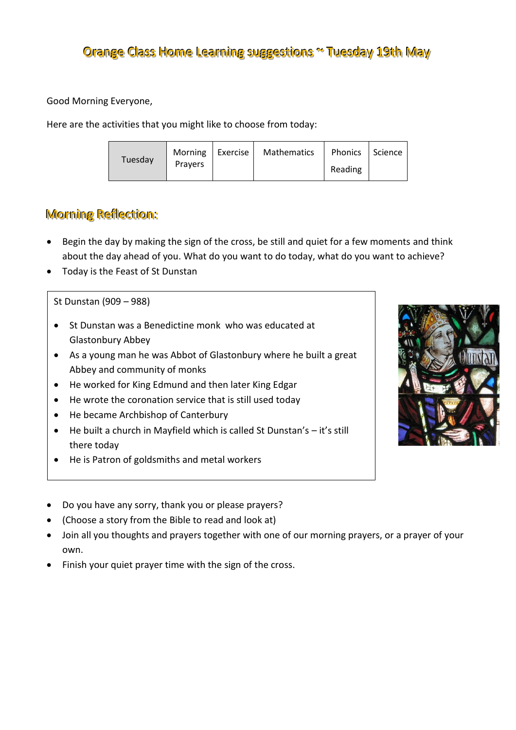# Orange Class Home Learning suggestions ~ Tuesday 19th May

Good Morning Everyone,

Here are the activities that you might like to choose from today:

| Tuesday | Morning Prayers | Exercise | Mathematics | Phonics Reading | Science |
|---|---|---|---|---|---|

## Morning Reflection:

- Begin the day by making the sign of the cross, be still and quiet for a few moments and think about the day ahead of you. What do you want to do today, what do you want to achieve?
- Today is the Feast of St Dunstan

St Dunstan (909 – 988)

- St Dunstan was a Benedictine monk who was educated at Glastonbury Abbey
- As a young man he was Abbot of Glastonbury where he built a great Abbey and community of monks
- He worked for King Edmund and then later King Edgar
- He wrote the coronation service that is still used today
- He became Archbishop of Canterbury
- He built a church in Mayfield which is called St Dunstan's – it's still there today
- He is Patron of goldsmiths and metal workers

- Do you have any sorry, thank you or please prayers?
- (Choose a story from the Bible to read and look at)
- Join all you thoughts and prayers together with one of our morning prayers, or a prayer of your own.
- Finish your quiet prayer time with the sign of the cross.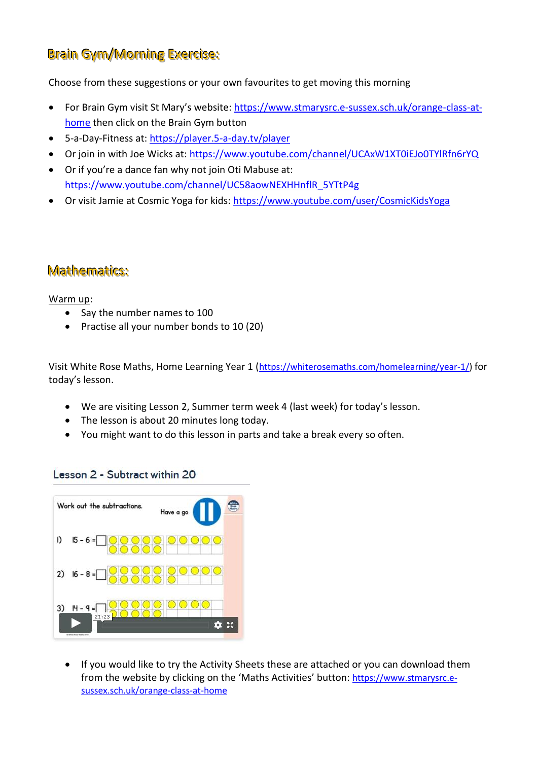## Brain Gym/Morning Exercise:

Choose from these suggestions or your own favourites to get moving this morning

- For Brain Gym visit St Mary's website: https://www.stmarysrc.e-sussex.sch.uk/orange-class-at-home then click on the Brain Gym button
- 5-a-Day-Fitness at: https://player.5-a-day.tv/player
- Or join in with Joe Wicks at: https://www.youtube.com/channel/UCAxW1XT0iEJo0TYlRfn6rYQ
- Or if you're a dance fan why not join Oti Mabuse at: https://www.youtube.com/channel/UC58aowNEXHHnflR_5YTtP4g
- Or visit Jamie at Cosmic Yoga for kids: https://www.youtube.com/user/CosmicKidsYoga

## Mathematics:

Warm up:

- Say the number names to 100
- Practise all your number bonds to 10 (20)

Visit White Rose Maths, Home Learning Year 1 (https://whiterosemaths.com/homelearning/year-1/) for today's lesson.

- We are visiting Lesson 2, Summer term week 4 (last week) for today's lesson.
- The lesson is about 20 minutes long today.
- You might want to do this lesson in parts and take a break every so often.

### Lesson 2 - Subtract within 20

Work out the subtractions. Have a go

1) 15 - 6 = ☐
2) 16 - 8 = ☐
3) 14 - 9 = ☐

21:23

- If you would like to try the Activity Sheets these are attached or you can download them from the website by clicking on the 'Maths Activities' button: https://www.stmarysrc.e-sussex.sch.uk/orange-class-at-home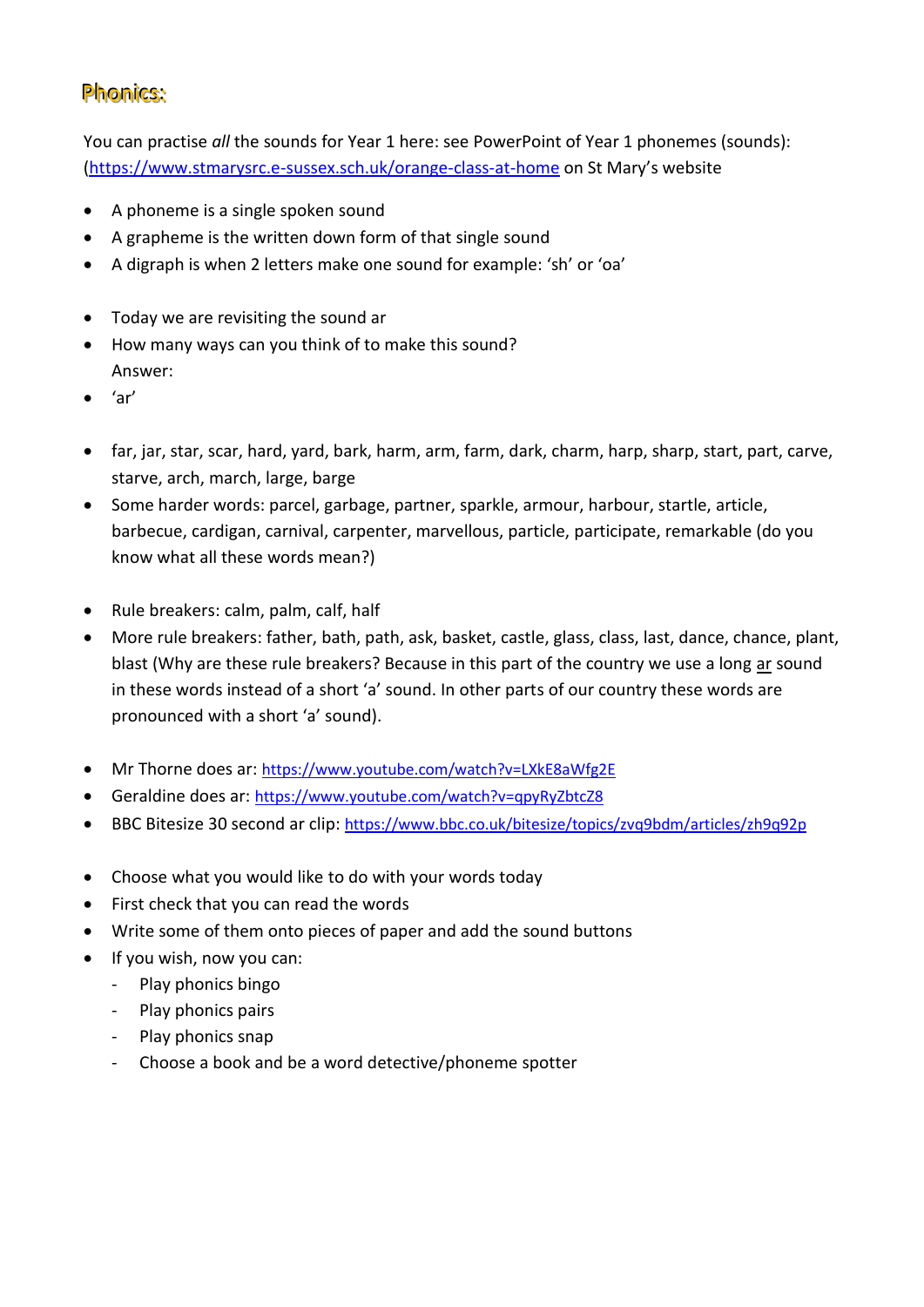## Phonics:

You can practise *all* the sounds for Year 1 here: see PowerPoint of Year 1 phonemes (sounds): (https://www.stmarysrc.e-sussex.sch.uk/orange-class-at-home on St Mary's website

- A phoneme is a single spoken sound
- A grapheme is the written down form of that single sound
- A digraph is when 2 letters make one sound for example: 'sh' or 'oa'

- Today we are revisiting the sound ar
- How many ways can you think of to make this sound?
  Answer:
- 'ar'

- far, jar, star, scar, hard, yard, bark, harm, arm, farm, dark, charm, harp, sharp, start, part, carve, starve, arch, march, large, barge
- Some harder words: parcel, garbage, partner, sparkle, armour, harbour, startle, article, barbecue, cardigan, carnival, carpenter, marvellous, particle, participate, remarkable (do you know what all these words mean?)

- Rule breakers: calm, palm, calf, half
- More rule breakers: father, bath, path, ask, basket, castle, glass, class, last, dance, chance, plant, blast (Why are these rule breakers? Because in this part of the country we use a long <u>ar</u> sound in these words instead of a short 'a' sound. In other parts of our country these words are pronounced with a short 'a' sound).

- Mr Thorne does ar: https://www.youtube.com/watch?v=LXkE8aWfg2E
- Geraldine does ar: https://www.youtube.com/watch?v=qpyRyZbtcZ8
- BBC Bitesize 30 second ar clip: https://www.bbc.co.uk/bitesize/topics/zvq9bdm/articles/zh9q92p

- Choose what you would like to do with your words today
- First check that you can read the words
- Write some of them onto pieces of paper and add the sound buttons
- If you wish, now you can:
  - Play phonics bingo
  - Play phonics pairs
  - Play phonics snap
  - Choose a book and be a word detective/phoneme spotter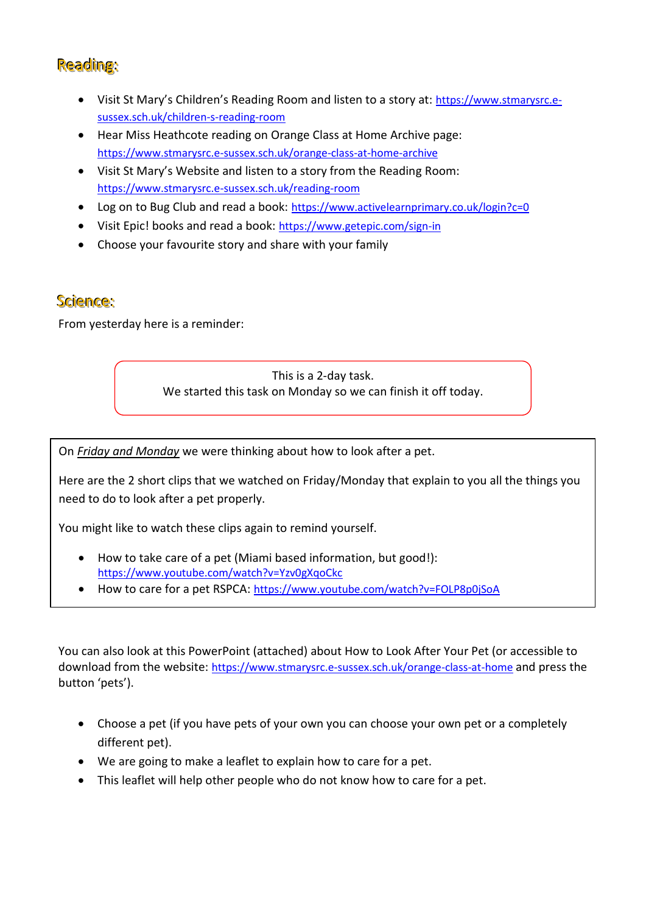## Reading:

- Visit St Mary's Children's Reading Room and listen to a story at: https://www.stmarysrc.e-sussex.sch.uk/children-s-reading-room
- Hear Miss Heathcote reading on Orange Class at Home Archive page: https://www.stmarysrc.e-sussex.sch.uk/orange-class-at-home-archive
- Visit St Mary's Website and listen to a story from the Reading Room: https://www.stmarysrc.e-sussex.sch.uk/reading-room
- Log on to Bug Club and read a book: https://www.activelearnprimary.co.uk/login?c=0
- Visit Epic! books and read a book: https://www.getepic.com/sign-in
- Choose your favourite story and share with your family

## Science:

From yesterday here is a reminder:

This is a 2-day task.
We started this task on Monday so we can finish it off today.

On *Friday and Monday* we were thinking about how to look after a pet.

Here are the 2 short clips that we watched on Friday/Monday that explain to you all the things you need to do to look after a pet properly.

You might like to watch these clips again to remind yourself.

- How to take care of a pet (Miami based information, but good!): https://www.youtube.com/watch?v=Yzv0gXqoCkc
- How to care for a pet RSPCA: https://www.youtube.com/watch?v=FOLP8p0jSoA

You can also look at this PowerPoint (attached) about How to Look After Your Pet (or accessible to download from the website: https://www.stmarysrc.e-sussex.sch.uk/orange-class-at-home and press the button 'pets').

- Choose a pet (if you have pets of your own you can choose your own pet or a completely different pet).
- We are going to make a leaflet to explain how to care for a pet.
- This leaflet will help other people who do not know how to care for a pet.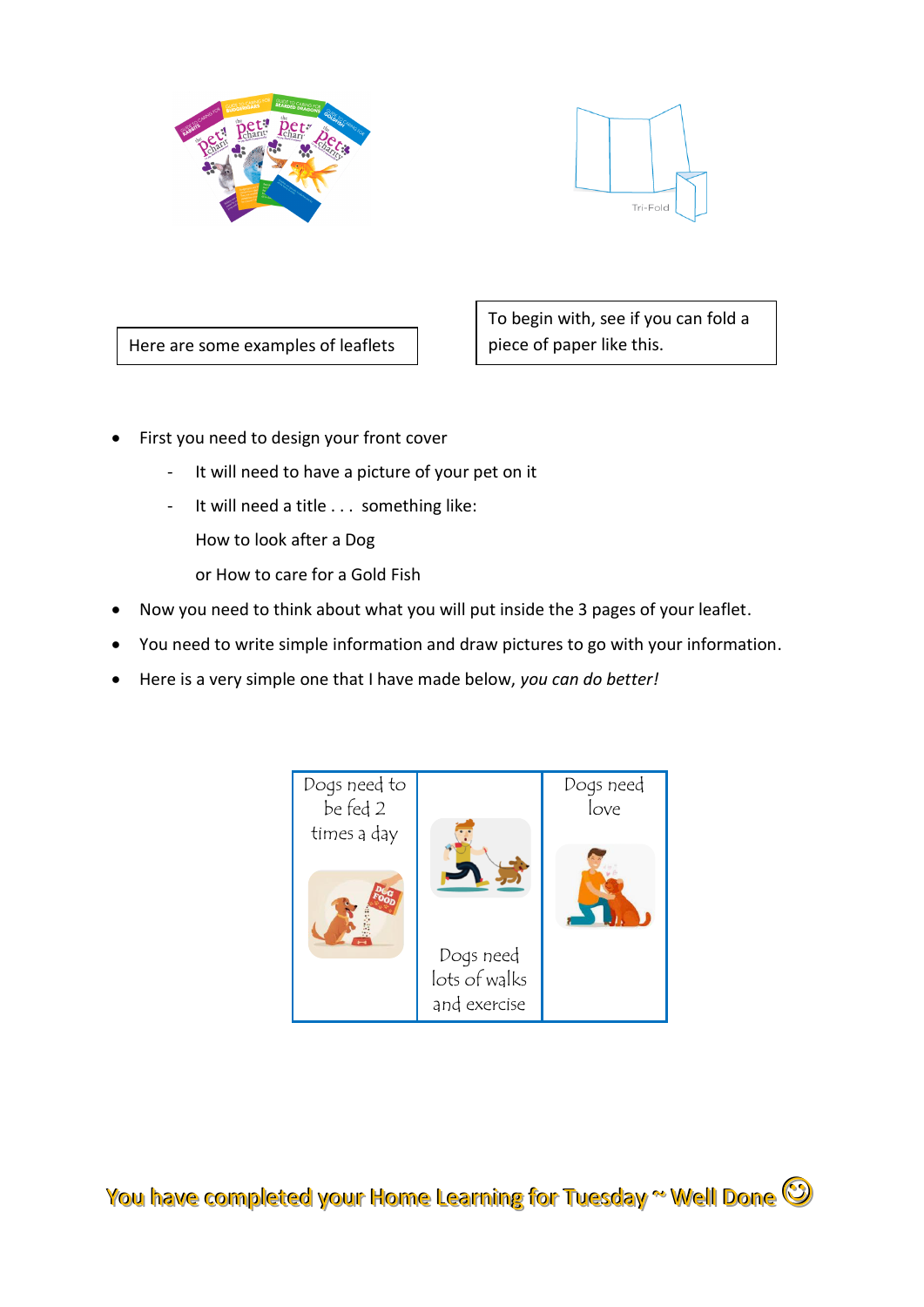Tri-Fold

Here are some examples of leaflets

To begin with, see if you can fold a piece of paper like this.

- First you need to design your front cover
  - It will need to have a picture of your pet on it
  - It will need a title . . . something like:

    How to look after a Dog

    or How to care for a Gold Fish
- Now you need to think about what you will put inside the 3 pages of your leaflet.
- You need to write simple information and draw pictures to go with your information.
- Here is a very simple one that I have made below, *you can do better!*

| | | |
|---|---|---|
| Dogs need to be fed 2 times a day | Dogs need lots of walks and exercise | Dogs need love |

**You have completed your Home Learning for Tuesday ~ Well Done** ☺